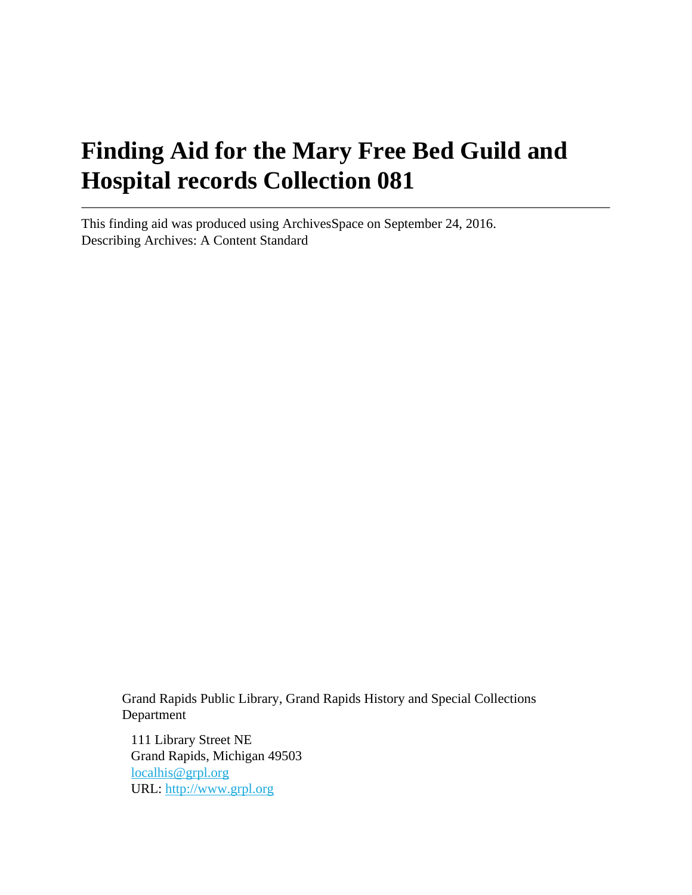# Finding Aid for the Mary Free Bed Guild and Hospital records Collection 081

---

This finding aid was produced using ArchivesSpace on September 24, 2016.
Describing Archives: A Content Standard

Grand Rapids Public Library, Grand Rapids History and Special Collections Department

111 Library Street NE
Grand Rapids, Michigan 49503
[localhis@grpl.org](mailto:localhis@grpl.org)
URL: [http://www.grpl.org](http://www.grpl.org)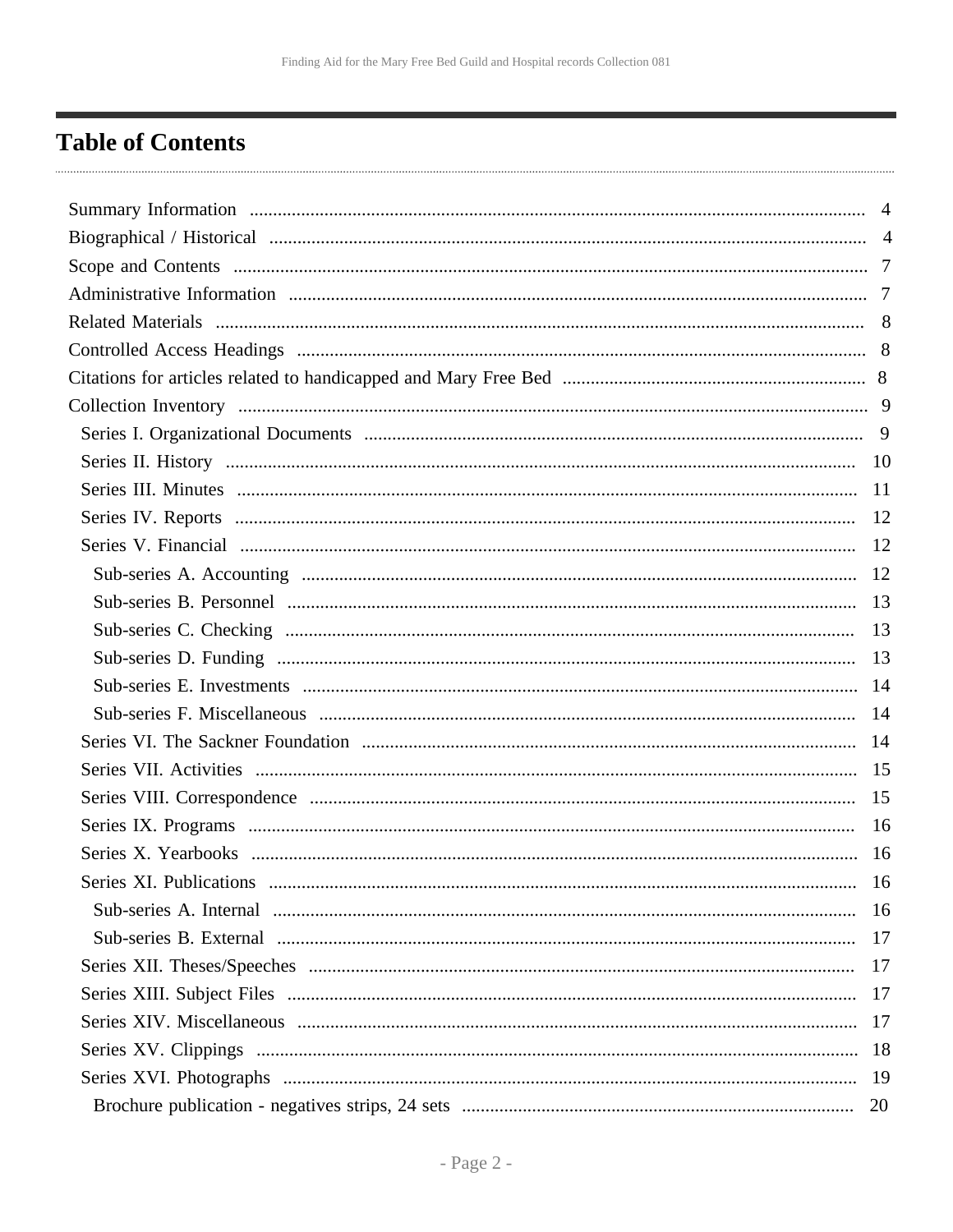# Table of Contents

- Summary Information ..... 4
- Biographical / Historical ..... 4
- Scope and Contents ..... 7
- Administrative Information ..... 7
- Related Materials ..... 8
- Controlled Access Headings ..... 8
- Citations for articles related to handicapped and Mary Free Bed ..... 8
- Collection Inventory ..... 9
  - Series I. Organizational Documents ..... 9
  - Series II. History ..... 10
  - Series III. Minutes ..... 11
  - Series IV. Reports ..... 12
  - Series V. Financial ..... 12
    - Sub-series A. Accounting ..... 12
    - Sub-series B. Personnel ..... 13
    - Sub-series C. Checking ..... 13
    - Sub-series D. Funding ..... 13
    - Sub-series E. Investments ..... 14
    - Sub-series F. Miscellaneous ..... 14
  - Series VI. The Sackner Foundation ..... 14
  - Series VII. Activities ..... 15
  - Series VIII. Correspondence ..... 15
  - Series IX. Programs ..... 16
  - Series X. Yearbooks ..... 16
  - Series XI. Publications ..... 16
    - Sub-series A. Internal ..... 16
    - Sub-series B. External ..... 17
  - Series XII. Theses/Speeches ..... 17
  - Series XIII. Subject Files ..... 17
  - Series XIV. Miscellaneous ..... 17
  - Series XV. Clippings ..... 18
  - Series XVI. Photographs ..... 19
    - Brochure publication - negatives strips, 24 sets ..... 20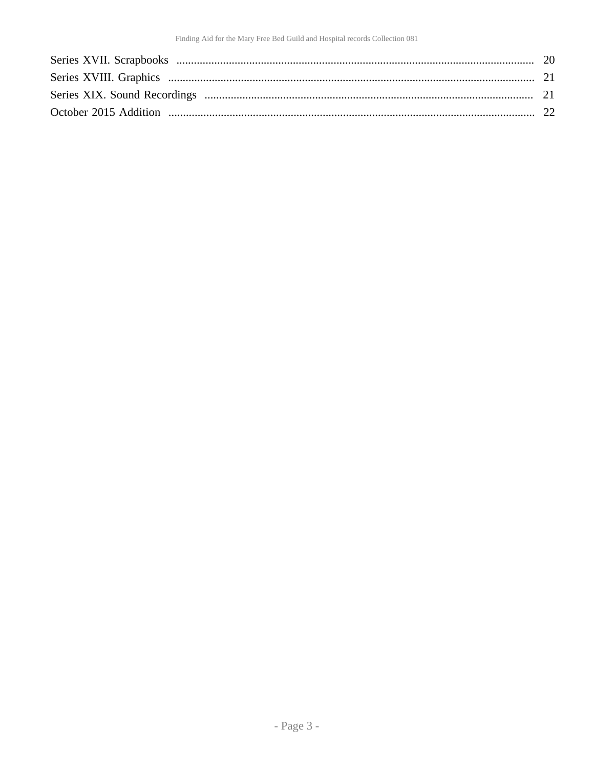Series XVII. Scrapbooks .......... 20

Series XVIII. Graphics .......... 21

Series XIX. Sound Recordings .......... 21

October 2015 Addition .......... 22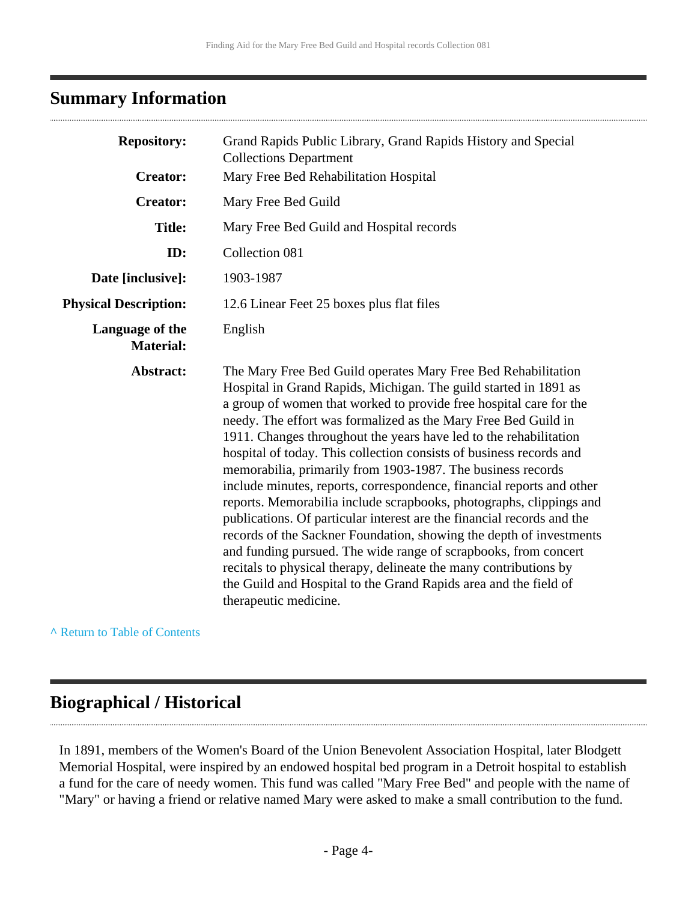## Summary Information

| | |
|---|---|
| **Repository:** | Grand Rapids Public Library, Grand Rapids History and Special Collections Department |
| **Creator:** | Mary Free Bed Rehabilitation Hospital |
| **Creator:** | Mary Free Bed Guild |
| **Title:** | Mary Free Bed Guild and Hospital records |
| **ID:** | Collection 081 |
| **Date [inclusive]:** | 1903-1987 |
| **Physical Description:** | 12.6 Linear Feet 25 boxes plus flat files |
| **Language of the Material:** | English |
| **Abstract:** | The Mary Free Bed Guild operates Mary Free Bed Rehabilitation Hospital in Grand Rapids, Michigan. The guild started in 1891 as a group of women that worked to provide free hospital care for the needy. The effort was formalized as the Mary Free Bed Guild in 1911. Changes throughout the years have led to the rehabilitation hospital of today. This collection consists of business records and memorabilia, primarily from 1903-1987. The business records include minutes, reports, correspondence, financial reports and other reports. Memorabilia include scrapbooks, photographs, clippings and publications. Of particular interest are the financial records and the records of the Sackner Foundation, showing the depth of investments and funding pursued. The wide range of scrapbooks, from concert recitals to physical therapy, delineate the many contributions by the Guild and Hospital to the Grand Rapids area and the field of therapeutic medicine. |

^ Return to Table of Contents

## Biographical / Historical

In 1891, members of the Women's Board of the Union Benevolent Association Hospital, later Blodgett Memorial Hospital, were inspired by an endowed hospital bed program in a Detroit hospital to establish a fund for the care of needy women. This fund was called "Mary Free Bed" and people with the name of "Mary" or having a friend or relative named Mary were asked to make a small contribution to the fund.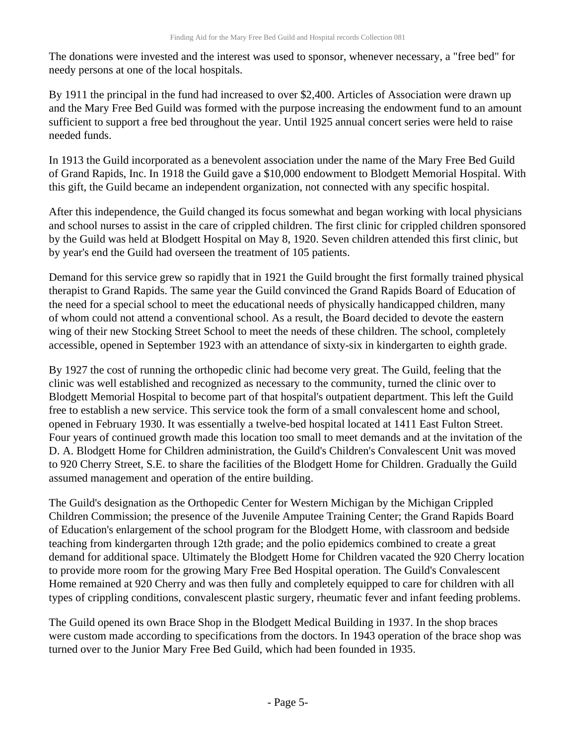The donations were invested and the interest was used to sponsor, whenever necessary, a "free bed" for needy persons at one of the local hospitals.

By 1911 the principal in the fund had increased to over $2,400. Articles of Association were drawn up and the Mary Free Bed Guild was formed with the purpose increasing the endowment fund to an amount sufficient to support a free bed throughout the year. Until 1925 annual concert series were held to raise needed funds.

In 1913 the Guild incorporated as a benevolent association under the name of the Mary Free Bed Guild of Grand Rapids, Inc. In 1918 the Guild gave a $10,000 endowment to Blodgett Memorial Hospital. With this gift, the Guild became an independent organization, not connected with any specific hospital.

After this independence, the Guild changed its focus somewhat and began working with local physicians and school nurses to assist in the care of crippled children. The first clinic for crippled children sponsored by the Guild was held at Blodgett Hospital on May 8, 1920. Seven children attended this first clinic, but by year's end the Guild had overseen the treatment of 105 patients.

Demand for this service grew so rapidly that in 1921 the Guild brought the first formally trained physical therapist to Grand Rapids. The same year the Guild convinced the Grand Rapids Board of Education of the need for a special school to meet the educational needs of physically handicapped children, many of whom could not attend a conventional school. As a result, the Board decided to devote the eastern wing of their new Stocking Street School to meet the needs of these children. The school, completely accessible, opened in September 1923 with an attendance of sixty-six in kindergarten to eighth grade.

By 1927 the cost of running the orthopedic clinic had become very great. The Guild, feeling that the clinic was well established and recognized as necessary to the community, turned the clinic over to Blodgett Memorial Hospital to become part of that hospital's outpatient department. This left the Guild free to establish a new service. This service took the form of a small convalescent home and school, opened in February 1930. It was essentially a twelve-bed hospital located at 1411 East Fulton Street. Four years of continued growth made this location too small to meet demands and at the invitation of the D. A. Blodgett Home for Children administration, the Guild's Children's Convalescent Unit was moved to 920 Cherry Street, S.E. to share the facilities of the Blodgett Home for Children. Gradually the Guild assumed management and operation of the entire building.

The Guild's designation as the Orthopedic Center for Western Michigan by the Michigan Crippled Children Commission; the presence of the Juvenile Amputee Training Center; the Grand Rapids Board of Education's enlargement of the school program for the Blodgett Home, with classroom and bedside teaching from kindergarten through 12th grade; and the polio epidemics combined to create a great demand for additional space. Ultimately the Blodgett Home for Children vacated the 920 Cherry location to provide more room for the growing Mary Free Bed Hospital operation. The Guild's Convalescent Home remained at 920 Cherry and was then fully and completely equipped to care for children with all types of crippling conditions, convalescent plastic surgery, rheumatic fever and infant feeding problems.

The Guild opened its own Brace Shop in the Blodgett Medical Building in 1937. In the shop braces were custom made according to specifications from the doctors. In 1943 operation of the brace shop was turned over to the Junior Mary Free Bed Guild, which had been founded in 1935.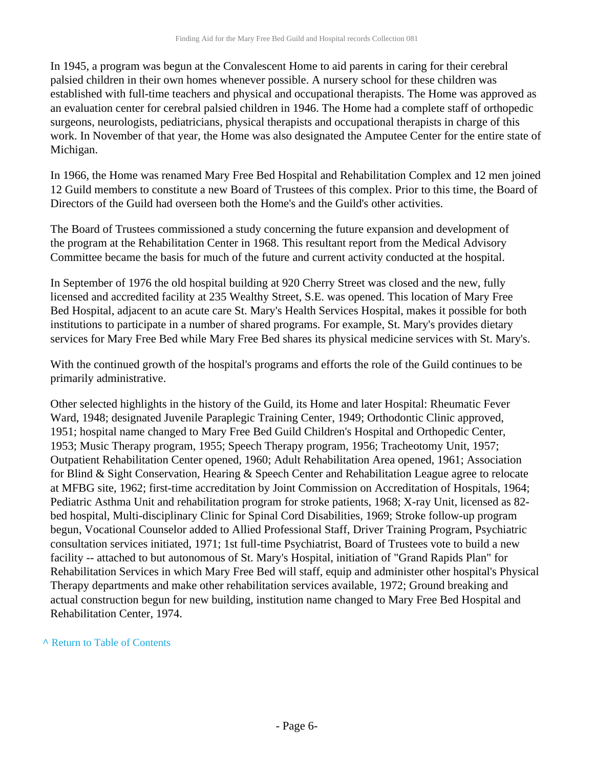In 1945, a program was begun at the Convalescent Home to aid parents in caring for their cerebral palsied children in their own homes whenever possible. A nursery school for these children was established with full-time teachers and physical and occupational therapists. The Home was approved as an evaluation center for cerebral palsied children in 1946. The Home had a complete staff of orthopedic surgeons, neurologists, pediatricians, physical therapists and occupational therapists in charge of this work. In November of that year, the Home was also designated the Amputee Center for the entire state of Michigan.

In 1966, the Home was renamed Mary Free Bed Hospital and Rehabilitation Complex and 12 men joined 12 Guild members to constitute a new Board of Trustees of this complex. Prior to this time, the Board of Directors of the Guild had overseen both the Home's and the Guild's other activities.

The Board of Trustees commissioned a study concerning the future expansion and development of the program at the Rehabilitation Center in 1968. This resultant report from the Medical Advisory Committee became the basis for much of the future and current activity conducted at the hospital.

In September of 1976 the old hospital building at 920 Cherry Street was closed and the new, fully licensed and accredited facility at 235 Wealthy Street, S.E. was opened. This location of Mary Free Bed Hospital, adjacent to an acute care St. Mary's Health Services Hospital, makes it possible for both institutions to participate in a number of shared programs. For example, St. Mary's provides dietary services for Mary Free Bed while Mary Free Bed shares its physical medicine services with St. Mary's.

With the continued growth of the hospital's programs and efforts the role of the Guild continues to be primarily administrative.

Other selected highlights in the history of the Guild, its Home and later Hospital: Rheumatic Fever Ward, 1948; designated Juvenile Paraplegic Training Center, 1949; Orthodontic Clinic approved, 1951; hospital name changed to Mary Free Bed Guild Children's Hospital and Orthopedic Center, 1953; Music Therapy program, 1955; Speech Therapy program, 1956; Tracheotomy Unit, 1957; Outpatient Rehabilitation Center opened, 1960; Adult Rehabilitation Area opened, 1961; Association for Blind & Sight Conservation, Hearing & Speech Center and Rehabilitation League agree to relocate at MFBG site, 1962; first-time accreditation by Joint Commission on Accreditation of Hospitals, 1964; Pediatric Asthma Unit and rehabilitation program for stroke patients, 1968; X-ray Unit, licensed as 82-bed hospital, Multi-disciplinary Clinic for Spinal Cord Disabilities, 1969; Stroke follow-up program begun, Vocational Counselor added to Allied Professional Staff, Driver Training Program, Psychiatric consultation services initiated, 1971; 1st full-time Psychiatrist, Board of Trustees vote to build a new facility -- attached to but autonomous of St. Mary's Hospital, initiation of "Grand Rapids Plan" for Rehabilitation Services in which Mary Free Bed will staff, equip and administer other hospital's Physical Therapy departments and make other rehabilitation services available, 1972; Ground breaking and actual construction begun for new building, institution name changed to Mary Free Bed Hospital and Rehabilitation Center, 1974.

^ Return to Table of Contents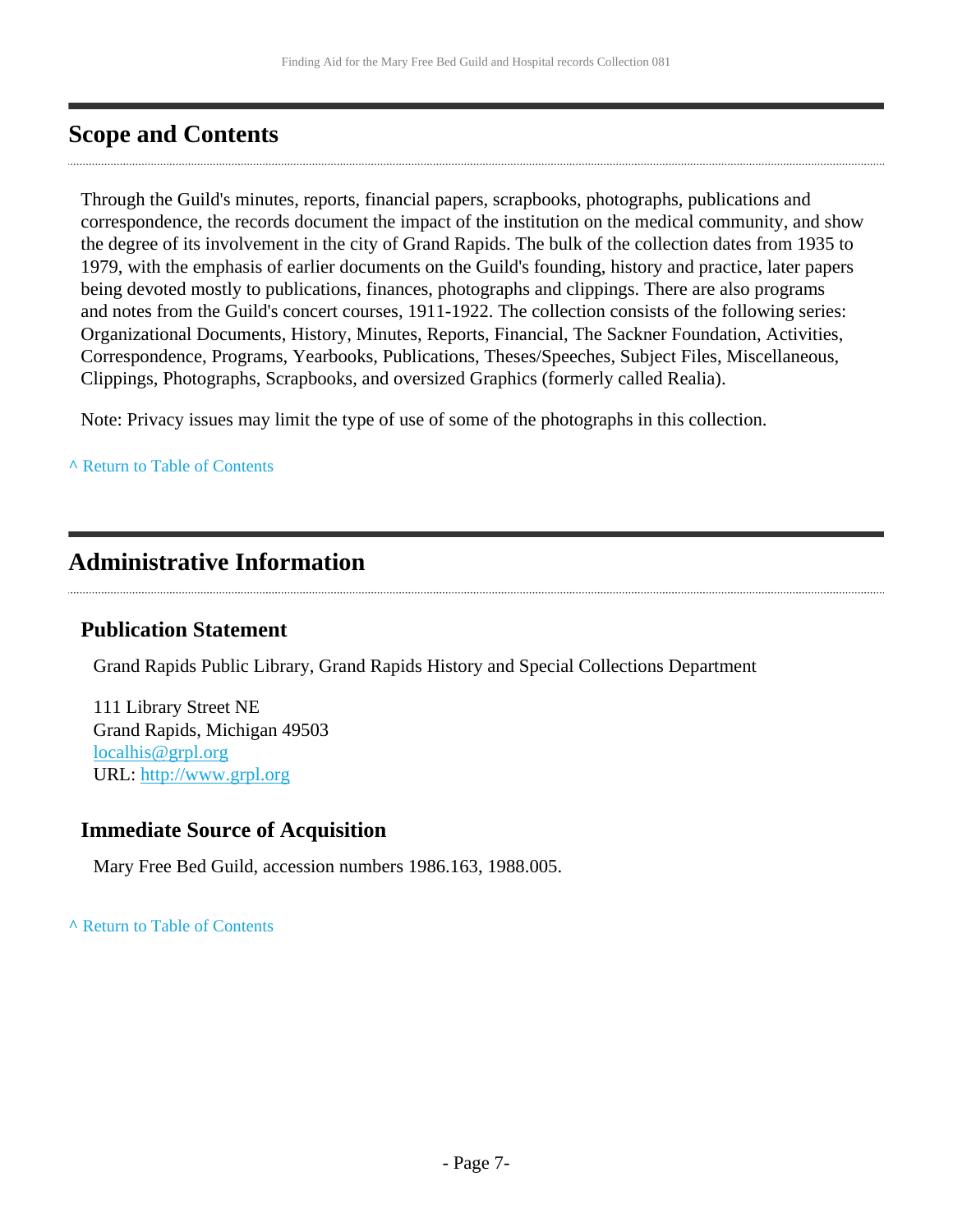## Scope and Contents

Through the Guild's minutes, reports, financial papers, scrapbooks, photographs, publications and correspondence, the records document the impact of the institution on the medical community, and show the degree of its involvement in the city of Grand Rapids. The bulk of the collection dates from 1935 to 1979, with the emphasis of earlier documents on the Guild's founding, history and practice, later papers being devoted mostly to publications, finances, photographs and clippings. There are also programs and notes from the Guild's concert courses, 1911-1922. The collection consists of the following series: Organizational Documents, History, Minutes, Reports, Financial, The Sackner Foundation, Activities, Correspondence, Programs, Yearbooks, Publications, Theses/Speeches, Subject Files, Miscellaneous, Clippings, Photographs, Scrapbooks, and oversized Graphics (formerly called Realia).

Note: Privacy issues may limit the type of use of some of the photographs in this collection.

^ Return to Table of Contents

## Administrative Information

### Publication Statement

Grand Rapids Public Library, Grand Rapids History and Special Collections Department

111 Library Street NE
Grand Rapids, Michigan 49503
localhis@grpl.org
URL: http://www.grpl.org

### Immediate Source of Acquisition

Mary Free Bed Guild, accession numbers 1986.163, 1988.005.

^ Return to Table of Contents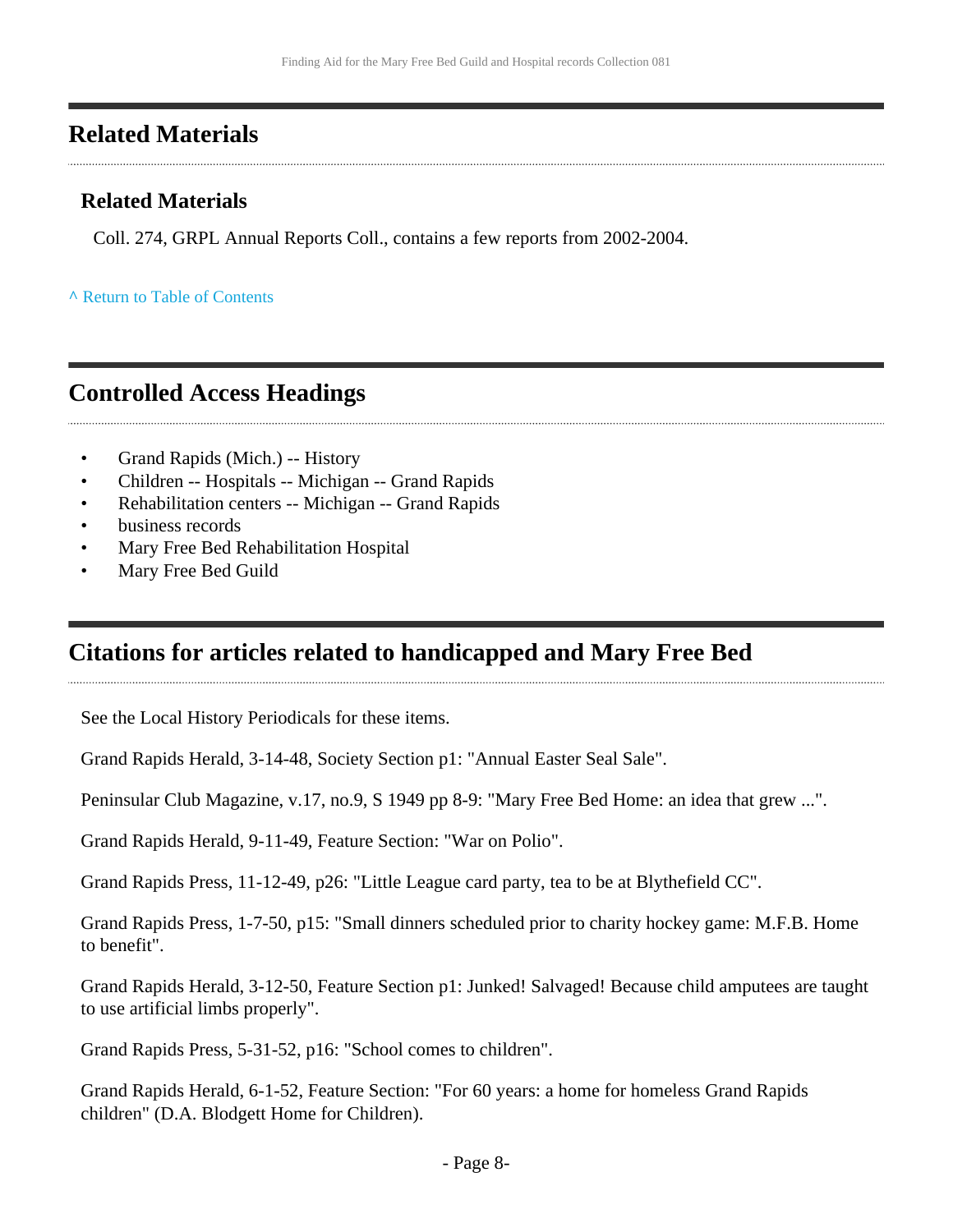## Related Materials

### Related Materials

Coll. 274, GRPL Annual Reports Coll., contains a few reports from 2002-2004.

^ Return to Table of Contents

## Controlled Access Headings

- Grand Rapids (Mich.) -- History
- Children -- Hospitals -- Michigan -- Grand Rapids
- Rehabilitation centers -- Michigan -- Grand Rapids
- business records
- Mary Free Bed Rehabilitation Hospital
- Mary Free Bed Guild

## Citations for articles related to handicapped and Mary Free Bed

See the Local History Periodicals for these items.

Grand Rapids Herald, 3-14-48, Society Section p1: "Annual Easter Seal Sale".

Peninsular Club Magazine, v.17, no.9, S 1949 pp 8-9: "Mary Free Bed Home: an idea that grew ...".

Grand Rapids Herald, 9-11-49, Feature Section: "War on Polio".

Grand Rapids Press, 11-12-49, p26: "Little League card party, tea to be at Blythefield CC".

Grand Rapids Press, 1-7-50, p15: "Small dinners scheduled prior to charity hockey game: M.F.B. Home to benefit".

Grand Rapids Herald, 3-12-50, Feature Section p1: Junked! Salvaged! Because child amputees are taught to use artificial limbs properly".

Grand Rapids Press, 5-31-52, p16: "School comes to children".

Grand Rapids Herald, 6-1-52, Feature Section: "For 60 years: a home for homeless Grand Rapids children" (D.A. Blodgett Home for Children).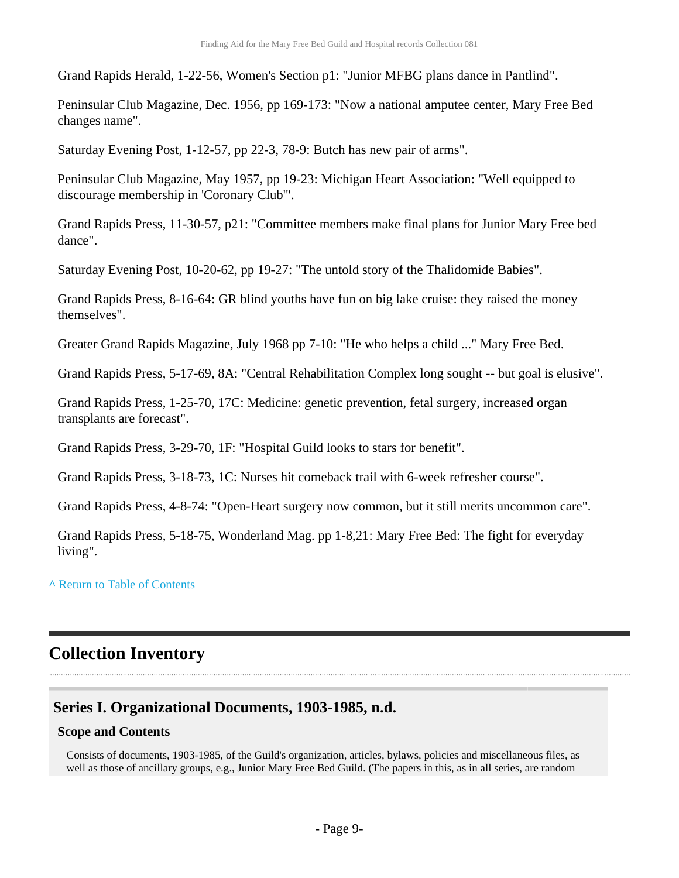Grand Rapids Herald, 1-22-56, Women's Section p1: "Junior MFBG plans dance in Pantlind".

Peninsular Club Magazine, Dec. 1956, pp 169-173: "Now a national amputee center, Mary Free Bed changes name".

Saturday Evening Post, 1-12-57, pp 22-3, 78-9: Butch has new pair of arms".

Peninsular Club Magazine, May 1957, pp 19-23: Michigan Heart Association: "Well equipped to discourage membership in 'Coronary Club'".

Grand Rapids Press, 11-30-57, p21: "Committee members make final plans for Junior Mary Free bed dance".

Saturday Evening Post, 10-20-62, pp 19-27: "The untold story of the Thalidomide Babies".

Grand Rapids Press, 8-16-64: GR blind youths have fun on big lake cruise: they raised the money themselves".

Greater Grand Rapids Magazine, July 1968 pp 7-10: "He who helps a child ..." Mary Free Bed.

Grand Rapids Press, 5-17-69, 8A: "Central Rehabilitation Complex long sought -- but goal is elusive".

Grand Rapids Press, 1-25-70, 17C: Medicine: genetic prevention, fetal surgery, increased organ transplants are forecast".

Grand Rapids Press, 3-29-70, 1F: "Hospital Guild looks to stars for benefit".

Grand Rapids Press, 3-18-73, 1C: Nurses hit comeback trail with 6-week refresher course".

Grand Rapids Press, 4-8-74: "Open-Heart surgery now common, but it still merits uncommon care".

Grand Rapids Press, 5-18-75, Wonderland Mag. pp 1-8,21: Mary Free Bed: The fight for everyday living".

^ Return to Table of Contents

## Collection Inventory

### Series I. Organizational Documents, 1903-1985, n.d.

#### Scope and Contents

Consists of documents, 1903-1985, of the Guild's organization, articles, bylaws, policies and miscellaneous files, as well as those of ancillary groups, e.g., Junior Mary Free Bed Guild. (The papers in this, as in all series, are random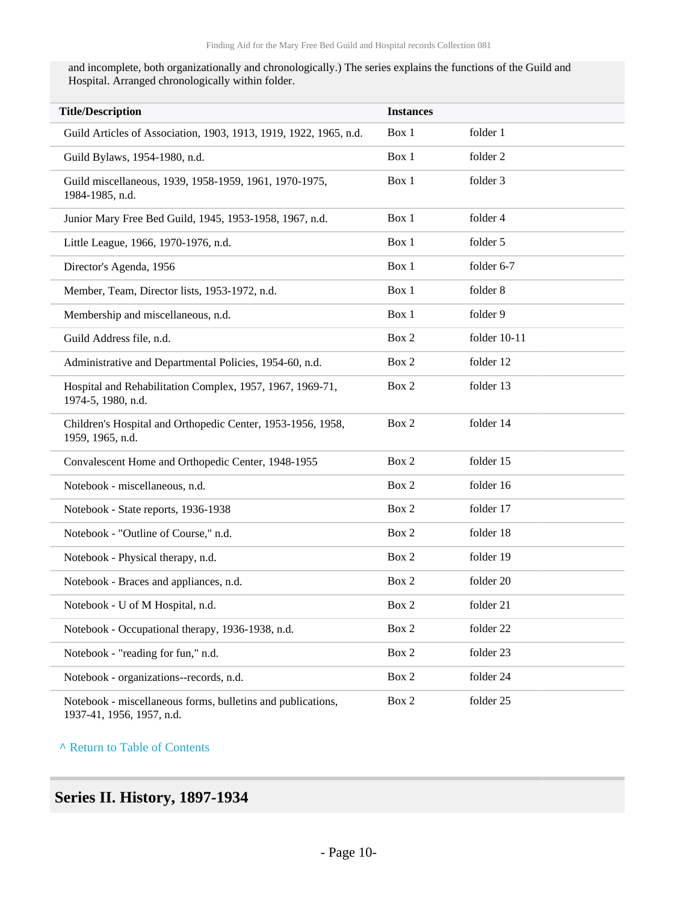and incomplete, both organizationally and chronologically.) The series explains the functions of the Guild and Hospital. Arranged chronologically within folder.

| Title/Description | Instances | |
|---|---|---|
| Guild Articles of Association, 1903, 1913, 1919, 1922, 1965, n.d. | Box 1 | folder 1 |
| Guild Bylaws, 1954-1980, n.d. | Box 1 | folder 2 |
| Guild miscellaneous, 1939, 1958-1959, 1961, 1970-1975, 1984-1985, n.d. | Box 1 | folder 3 |
| Junior Mary Free Bed Guild, 1945, 1953-1958, 1967, n.d. | Box 1 | folder 4 |
| Little League, 1966, 1970-1976, n.d. | Box 1 | folder 5 |
| Director's Agenda, 1956 | Box 1 | folder 6-7 |
| Member, Team, Director lists, 1953-1972, n.d. | Box 1 | folder 8 |
| Membership and miscellaneous, n.d. | Box 1 | folder 9 |
| Guild Address file, n.d. | Box 2 | folder 10-11 |
| Administrative and Departmental Policies, 1954-60, n.d. | Box 2 | folder 12 |
| Hospital and Rehabilitation Complex, 1957, 1967, 1969-71, 1974-5, 1980, n.d. | Box 2 | folder 13 |
| Children's Hospital and Orthopedic Center, 1953-1956, 1958, 1959, 1965, n.d. | Box 2 | folder 14 |
| Convalescent Home and Orthopedic Center, 1948-1955 | Box 2 | folder 15 |
| Notebook - miscellaneous, n.d. | Box 2 | folder 16 |
| Notebook - State reports, 1936-1938 | Box 2 | folder 17 |
| Notebook - "Outline of Course," n.d. | Box 2 | folder 18 |
| Notebook - Physical therapy, n.d. | Box 2 | folder 19 |
| Notebook - Braces and appliances, n.d. | Box 2 | folder 20 |
| Notebook - U of M Hospital, n.d. | Box 2 | folder 21 |
| Notebook - Occupational therapy, 1936-1938, n.d. | Box 2 | folder 22 |
| Notebook - "reading for fun," n.d. | Box 2 | folder 23 |
| Notebook - organizations--records, n.d. | Box 2 | folder 24 |
| Notebook - miscellaneous forms, bulletins and publications, 1937-41, 1956, 1957, n.d. | Box 2 | folder 25 |

^ Return to Table of Contents

## Series II. History, 1897-1934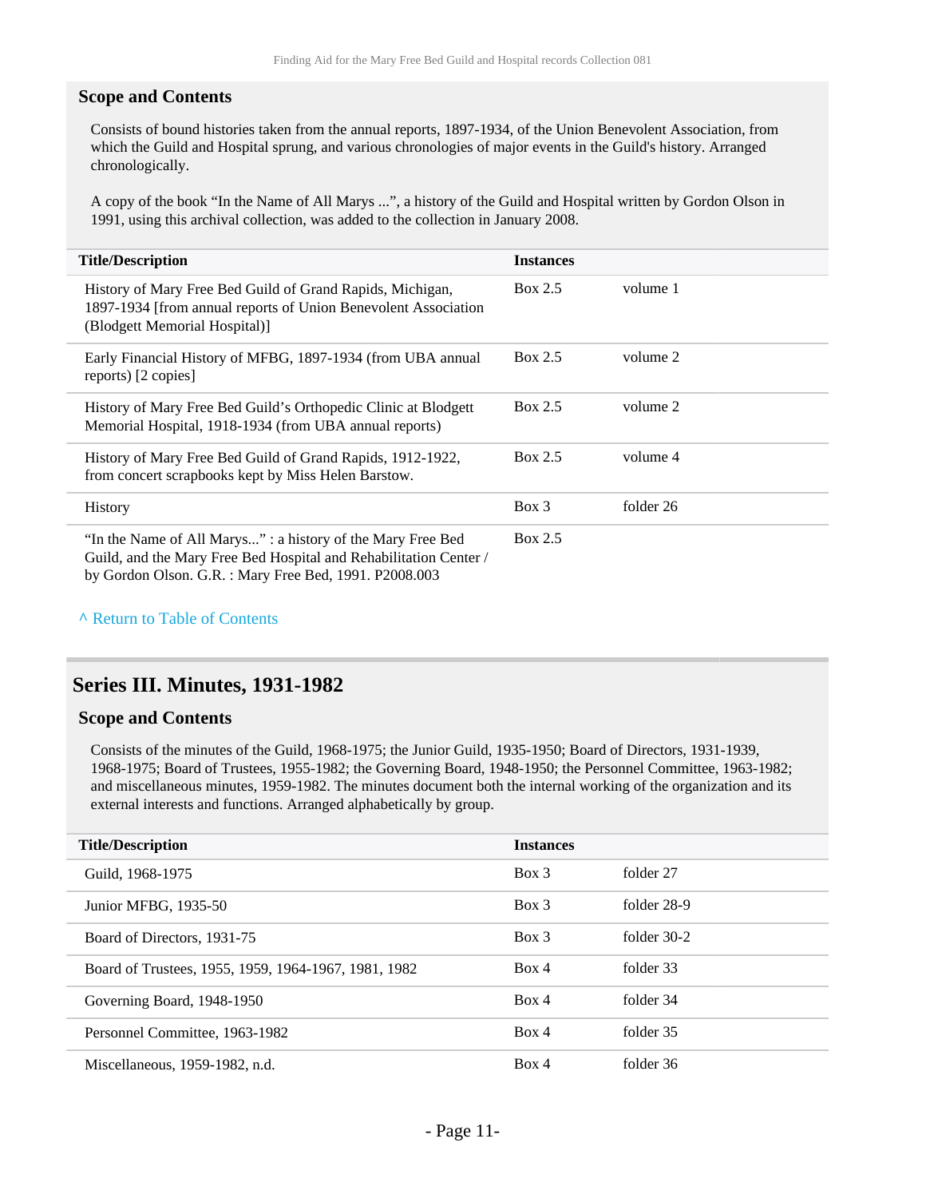### Scope and Contents

Consists of bound histories taken from the annual reports, 1897-1934, of the Union Benevolent Association, from which the Guild and Hospital sprung, and various chronologies of major events in the Guild's history. Arranged chronologically.

A copy of the book "In the Name of All Marys ...", a history of the Guild and Hospital written by Gordon Olson in 1991, using this archival collection, was added to the collection in January 2008.

| Title/Description | Instances | |
|---|---|---|
| History of Mary Free Bed Guild of Grand Rapids, Michigan, 1897-1934 [from annual reports of Union Benevolent Association (Blodgett Memorial Hospital)] | Box 2.5 | volume 1 |
| Early Financial History of MFBG, 1897-1934 (from UBA annual reports) [2 copies] | Box 2.5 | volume 2 |
| History of Mary Free Bed Guild's Orthopedic Clinic at Blodgett Memorial Hospital, 1918-1934 (from UBA annual reports) | Box 2.5 | volume 2 |
| History of Mary Free Bed Guild of Grand Rapids, 1912-1922, from concert scrapbooks kept by Miss Helen Barstow. | Box 2.5 | volume 4 |
| History | Box 3 | folder 26 |
| "In the Name of All Marys..." : a history of the Mary Free Bed Guild, and the Mary Free Bed Hospital and Rehabilitation Center / by Gordon Olson. G.R. : Mary Free Bed, 1991. P2008.003 | Box 2.5 | |

^ Return to Table of Contents

## Series III. Minutes, 1931-1982

### Scope and Contents

Consists of the minutes of the Guild, 1968-1975; the Junior Guild, 1935-1950; Board of Directors, 1931-1939, 1968-1975; Board of Trustees, 1955-1982; the Governing Board, 1948-1950; the Personnel Committee, 1963-1982; and miscellaneous minutes, 1959-1982. The minutes document both the internal working of the organization and its external interests and functions. Arranged alphabetically by group.

| Title/Description | Instances | |
|---|---|---|
| Guild, 1968-1975 | Box 3 | folder 27 |
| Junior MFBG, 1935-50 | Box 3 | folder 28-9 |
| Board of Directors, 1931-75 | Box 3 | folder 30-2 |
| Board of Trustees, 1955, 1959, 1964-1967, 1981, 1982 | Box 4 | folder 33 |
| Governing Board, 1948-1950 | Box 4 | folder 34 |
| Personnel Committee, 1963-1982 | Box 4 | folder 35 |
| Miscellaneous, 1959-1982, n.d. | Box 4 | folder 36 |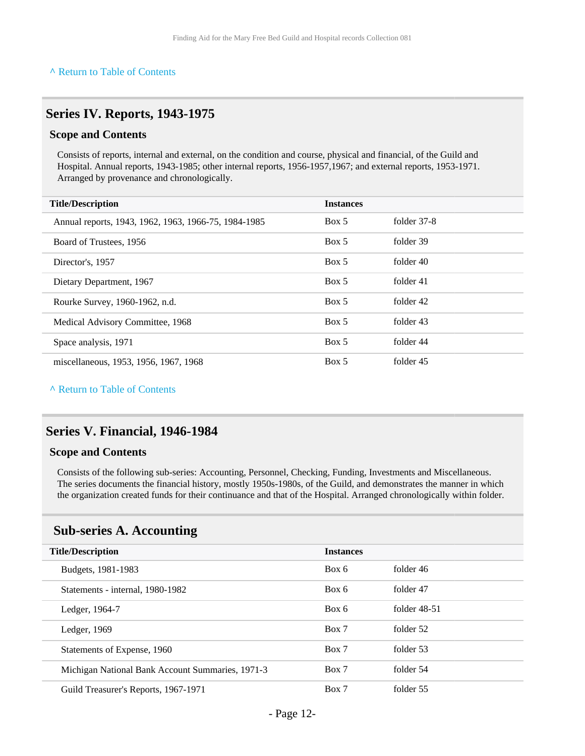^ Return to Table of Contents

## Series IV. Reports, 1943-1975

### Scope and Contents

Consists of reports, internal and external, on the condition and course, physical and financial, of the Guild and Hospital. Annual reports, 1943-1985; other internal reports, 1956-1957,1967; and external reports, 1953-1971. Arranged by provenance and chronologically.

| Title/Description | Instances | |
|---|---|---|
| Annual reports, 1943, 1962, 1963, 1966-75, 1984-1985 | Box 5 | folder 37-8 |
| Board of Trustees, 1956 | Box 5 | folder 39 |
| Director's, 1957 | Box 5 | folder 40 |
| Dietary Department, 1967 | Box 5 | folder 41 |
| Rourke Survey, 1960-1962, n.d. | Box 5 | folder 42 |
| Medical Advisory Committee, 1968 | Box 5 | folder 43 |
| Space analysis, 1971 | Box 5 | folder 44 |
| miscellaneous, 1953, 1956, 1967, 1968 | Box 5 | folder 45 |

^ Return to Table of Contents

## Series V. Financial, 1946-1984

### Scope and Contents

Consists of the following sub-series: Accounting, Personnel, Checking, Funding, Investments and Miscellaneous. The series documents the financial history, mostly 1950s-1980s, of the Guild, and demonstrates the manner in which the organization created funds for their continuance and that of the Hospital. Arranged chronologically within folder.

### Sub-series A. Accounting

| Title/Description | Instances | |
|---|---|---|
| Budgets, 1981-1983 | Box 6 | folder 46 |
| Statements - internal, 1980-1982 | Box 6 | folder 47 |
| Ledger, 1964-7 | Box 6 | folder 48-51 |
| Ledger, 1969 | Box 7 | folder 52 |
| Statements of Expense, 1960 | Box 7 | folder 53 |
| Michigan National Bank Account Summaries, 1971-3 | Box 7 | folder 54 |
| Guild Treasurer's Reports, 1967-1971 | Box 7 | folder 55 |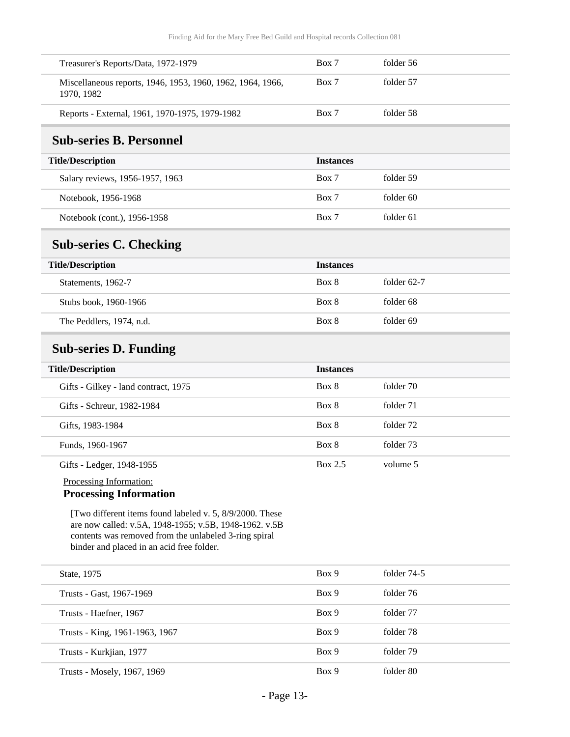| | | |
|---|---|---|
| Treasurer's Reports/Data, 1972-1979 | Box 7 | folder 56 |
| Miscellaneous reports, 1946, 1953, 1960, 1962, 1964, 1966, 1970, 1982 | Box 7 | folder 57 |
| Reports - External, 1961, 1970-1975, 1979-1982 | Box 7 | folder 58 |

## Sub-series B. Personnel

| Title/Description | Instances | |
|---|---|---|
| Salary reviews, 1956-1957, 1963 | Box 7 | folder 59 |
| Notebook, 1956-1968 | Box 7 | folder 60 |
| Notebook (cont.), 1956-1958 | Box 7 | folder 61 |

## Sub-series C. Checking

| Title/Description | Instances | |
|---|---|---|
| Statements, 1962-7 | Box 8 | folder 62-7 |
| Stubs book, 1960-1966 | Box 8 | folder 68 |
| The Peddlers, 1974, n.d. | Box 8 | folder 69 |

## Sub-series D. Funding

| Title/Description | Instances | |
|---|---|---|
| Gifts - Gilkey - land contract, 1975 | Box 8 | folder 70 |
| Gifts - Schreur, 1982-1984 | Box 8 | folder 71 |
| Gifts, 1983-1984 | Box 8 | folder 72 |
| Funds, 1960-1967 | Box 8 | folder 73 |
| Gifts - Ledger, 1948-1955 | Box 2.5 | volume 5 |

Processing Information:

**Processing Information**

[Two different items found labeled v. 5, 8/9/2000. These are now called: v.5A, 1948-1955; v.5B, 1948-1962. v.5B contents was removed from the unlabeled 3-ring spiral binder and placed in an acid free folder.

| | | |
|---|---|---|
| State, 1975 | Box 9 | folder 74-5 |
| Trusts - Gast, 1967-1969 | Box 9 | folder 76 |
| Trusts - Haefner, 1967 | Box 9 | folder 77 |
| Trusts - King, 1961-1963, 1967 | Box 9 | folder 78 |
| Trusts - Kurkjian, 1977 | Box 9 | folder 79 |
| Trusts - Mosely, 1967, 1969 | Box 9 | folder 80 |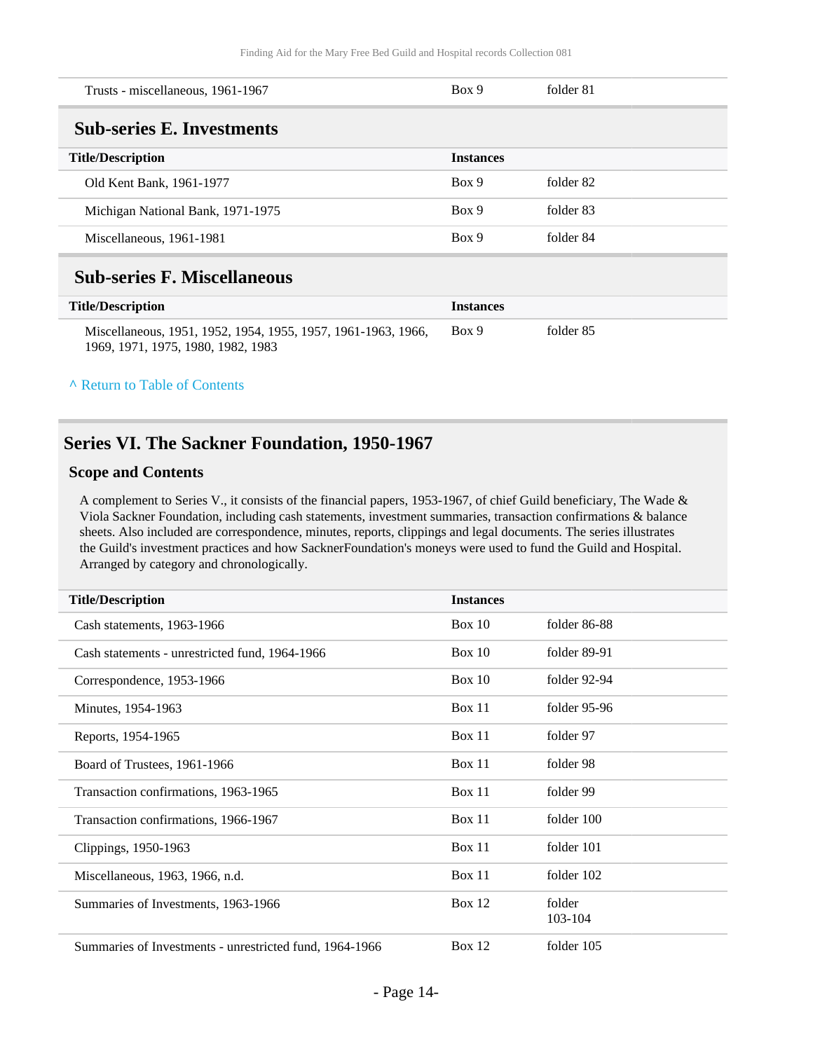| | | |
|---|---|---|
| Trusts - miscellaneous, 1961-1967 | Box 9 | folder 81 |

### Sub-series E. Investments

| Title/Description | Instances | |
|---|---|---|
| Old Kent Bank, 1961-1977 | Box 9 | folder 82 |
| Michigan National Bank, 1971-1975 | Box 9 | folder 83 |
| Miscellaneous, 1961-1981 | Box 9 | folder 84 |

### Sub-series F. Miscellaneous

| Title/Description | Instances | |
|---|---|---|
| Miscellaneous, 1951, 1952, 1954, 1955, 1957, 1961-1963, 1966, 1969, 1971, 1975, 1980, 1982, 1983 | Box 9 | folder 85 |

^ Return to Table of Contents

## Series VI. The Sackner Foundation, 1950-1967

### Scope and Contents

A complement to Series V., it consists of the financial papers, 1953-1967, of chief Guild beneficiary, The Wade & Viola Sackner Foundation, including cash statements, investment summaries, transaction confirmations & balance sheets. Also included are correspondence, minutes, reports, clippings and legal documents. The series illustrates the Guild's investment practices and how SacknerFoundation's moneys were used to fund the Guild and Hospital. Arranged by category and chronologically.

| Title/Description | Instances | |
|---|---|---|
| Cash statements, 1963-1966 | Box 10 | folder 86-88 |
| Cash statements - unrestricted fund, 1964-1966 | Box 10 | folder 89-91 |
| Correspondence, 1953-1966 | Box 10 | folder 92-94 |
| Minutes, 1954-1963 | Box 11 | folder 95-96 |
| Reports, 1954-1965 | Box 11 | folder 97 |
| Board of Trustees, 1961-1966 | Box 11 | folder 98 |
| Transaction confirmations, 1963-1965 | Box 11 | folder 99 |
| Transaction confirmations, 1966-1967 | Box 11 | folder 100 |
| Clippings, 1950-1963 | Box 11 | folder 101 |
| Miscellaneous, 1963, 1966, n.d. | Box 11 | folder 102 |
| Summaries of Investments, 1963-1966 | Box 12 | folder 103-104 |
| Summaries of Investments - unrestricted fund, 1964-1966 | Box 12 | folder 105 |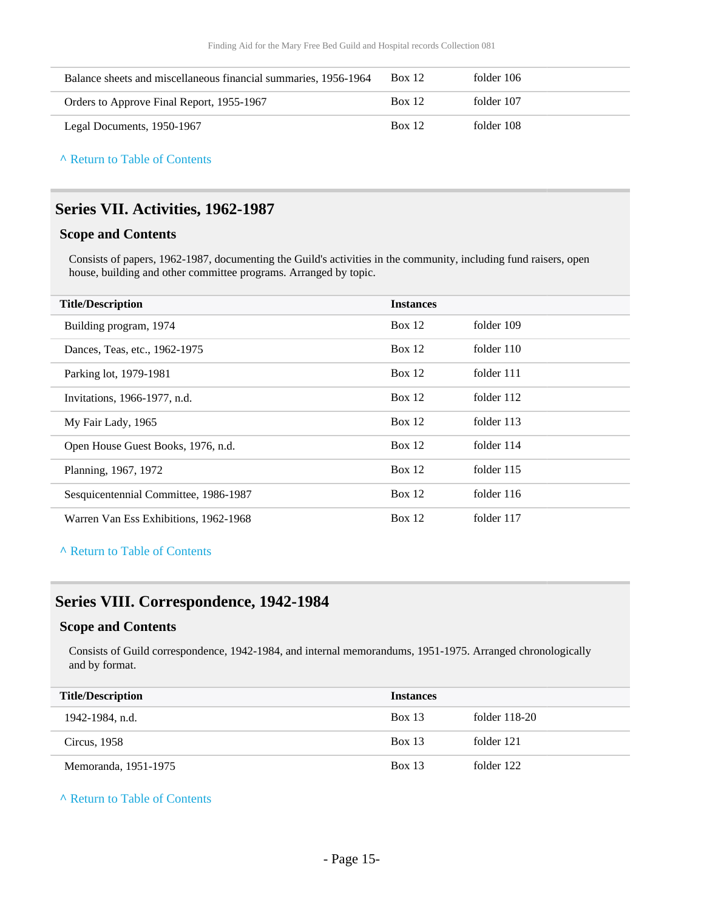| | | |
|---|---|---|
| Balance sheets and miscellaneous financial summaries, 1956-1964 | Box 12 | folder 106 |
| Orders to Approve Final Report, 1955-1967 | Box 12 | folder 107 |
| Legal Documents, 1950-1967 | Box 12 | folder 108 |

^ Return to Table of Contents

## Series VII. Activities, 1962-1987

### Scope and Contents

Consists of papers, 1962-1987, documenting the Guild's activities in the community, including fund raisers, open house, building and other committee programs. Arranged by topic.

| Title/Description | Instances | |
|---|---|---|
| Building program, 1974 | Box 12 | folder 109 |
| Dances, Teas, etc., 1962-1975 | Box 12 | folder 110 |
| Parking lot, 1979-1981 | Box 12 | folder 111 |
| Invitations, 1966-1977, n.d. | Box 12 | folder 112 |
| My Fair Lady, 1965 | Box 12 | folder 113 |
| Open House Guest Books, 1976, n.d. | Box 12 | folder 114 |
| Planning, 1967, 1972 | Box 12 | folder 115 |
| Sesquicentennial Committee, 1986-1987 | Box 12 | folder 116 |
| Warren Van Ess Exhibitions, 1962-1968 | Box 12 | folder 117 |

^ Return to Table of Contents

## Series VIII. Correspondence, 1942-1984

### Scope and Contents

Consists of Guild correspondence, 1942-1984, and internal memorandums, 1951-1975. Arranged chronologically and by format.

| Title/Description | Instances | |
|---|---|---|
| 1942-1984, n.d. | Box 13 | folder 118-20 |
| Circus, 1958 | Box 13 | folder 121 |
| Memoranda, 1951-1975 | Box 13 | folder 122 |

^ Return to Table of Contents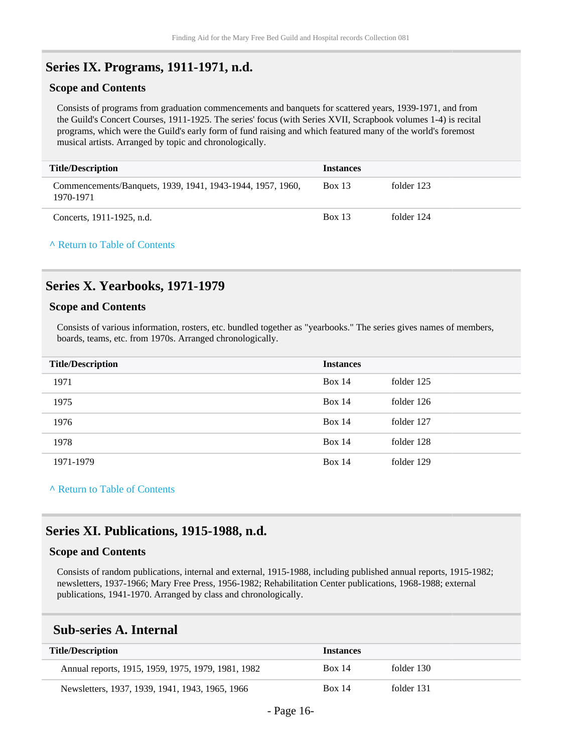## Series IX. Programs, 1911-1971, n.d.

### Scope and Contents

Consists of programs from graduation commencements and banquets for scattered years, 1939-1971, and from the Guild's Concert Courses, 1911-1925. The series' focus (with Series XVII, Scrapbook volumes 1-4) is recital programs, which were the Guild's early form of fund raising and which featured many of the world's foremost musical artists. Arranged by topic and chronologically.

| Title/Description | Instances | |
|---|---|---|
| Commencements/Banquets, 1939, 1941, 1943-1944, 1957, 1960, 1970-1971 | Box 13 | folder 123 |
| Concerts, 1911-1925, n.d. | Box 13 | folder 124 |

^ Return to Table of Contents

## Series X. Yearbooks, 1971-1979

### Scope and Contents

Consists of various information, rosters, etc. bundled together as "yearbooks." The series gives names of members, boards, teams, etc. from 1970s. Arranged chronologically.

| Title/Description | Instances | |
|---|---|---|
| 1971 | Box 14 | folder 125 |
| 1975 | Box 14 | folder 126 |
| 1976 | Box 14 | folder 127 |
| 1978 | Box 14 | folder 128 |
| 1971-1979 | Box 14 | folder 129 |

^ Return to Table of Contents

## Series XI. Publications, 1915-1988, n.d.

### Scope and Contents

Consists of random publications, internal and external, 1915-1988, including published annual reports, 1915-1982; newsletters, 1937-1966; Mary Free Press, 1956-1982; Rehabilitation Center publications, 1968-1988; external publications, 1941-1970. Arranged by class and chronologically.

### Sub-series A. Internal

| Title/Description | Instances | |
|---|---|---|
| Annual reports, 1915, 1959, 1975, 1979, 1981, 1982 | Box 14 | folder 130 |
| Newsletters, 1937, 1939, 1941, 1943, 1965, 1966 | Box 14 | folder 131 |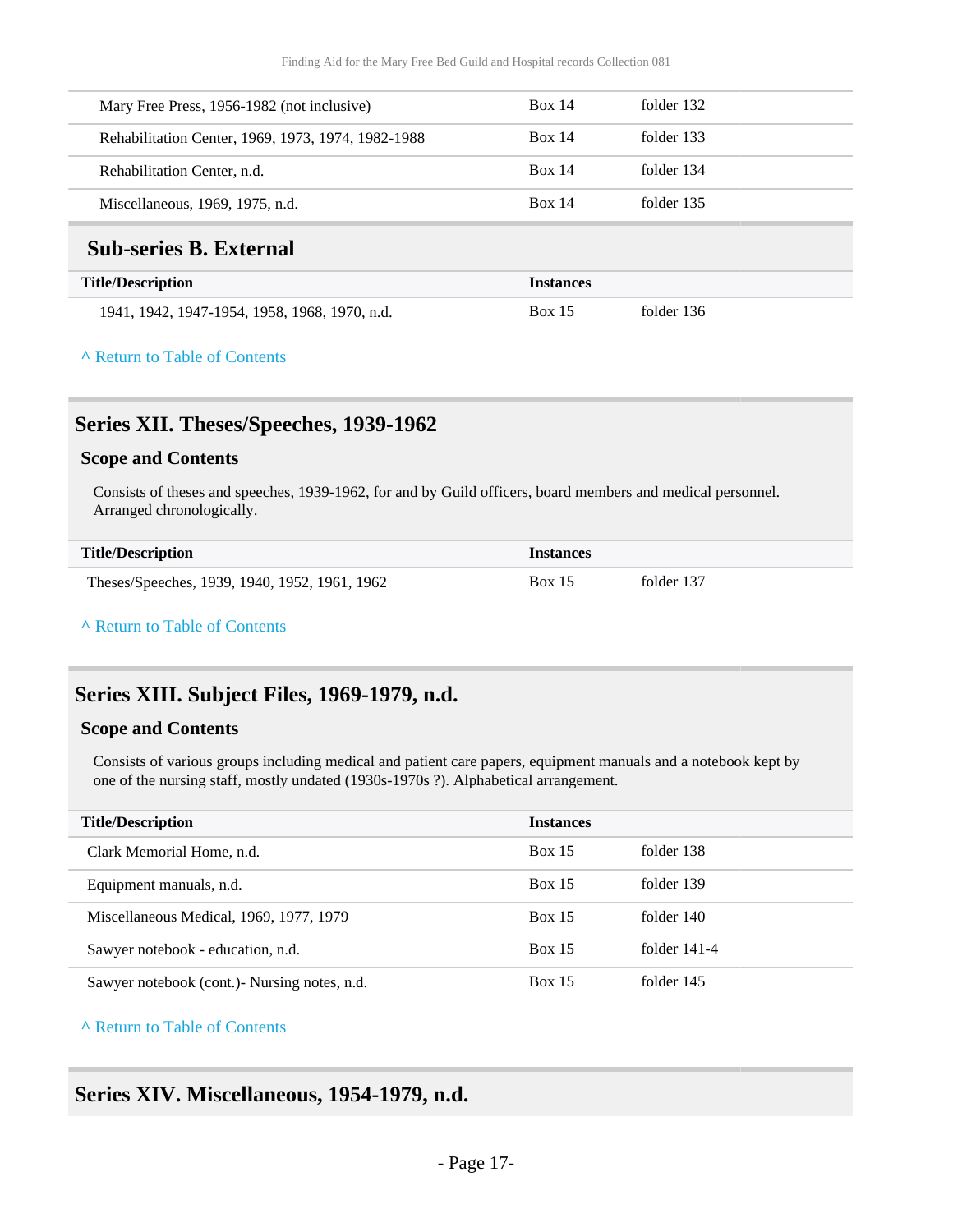| Title/Description | Instances | |
|---|---|---|
| Mary Free Press, 1956-1982 (not inclusive) | Box 14 | folder 132 |
| Rehabilitation Center, 1969, 1973, 1974, 1982-1988 | Box 14 | folder 133 |
| Rehabilitation Center, n.d. | Box 14 | folder 134 |
| Miscellaneous, 1969, 1975, n.d. | Box 14 | folder 135 |

### Sub-series B. External

| Title/Description | Instances | |
|---|---|---|
| 1941, 1942, 1947-1954, 1958, 1968, 1970, n.d. | Box 15 | folder 136 |

^ Return to Table of Contents

## Series XII. Theses/Speeches, 1939-1962

### Scope and Contents

Consists of theses and speeches, 1939-1962, for and by Guild officers, board members and medical personnel. Arranged chronologically.

| Title/Description | Instances | |
|---|---|---|
| Theses/Speeches, 1939, 1940, 1952, 1961, 1962 | Box 15 | folder 137 |

^ Return to Table of Contents

## Series XIII. Subject Files, 1969-1979, n.d.

### Scope and Contents

Consists of various groups including medical and patient care papers, equipment manuals and a notebook kept by one of the nursing staff, mostly undated (1930s-1970s ?). Alphabetical arrangement.

| Title/Description | Instances | |
|---|---|---|
| Clark Memorial Home, n.d. | Box 15 | folder 138 |
| Equipment manuals, n.d. | Box 15 | folder 139 |
| Miscellaneous Medical, 1969, 1977, 1979 | Box 15 | folder 140 |
| Sawyer notebook - education, n.d. | Box 15 | folder 141-4 |
| Sawyer notebook (cont.)- Nursing notes, n.d. | Box 15 | folder 145 |

^ Return to Table of Contents

## Series XIV. Miscellaneous, 1954-1979, n.d.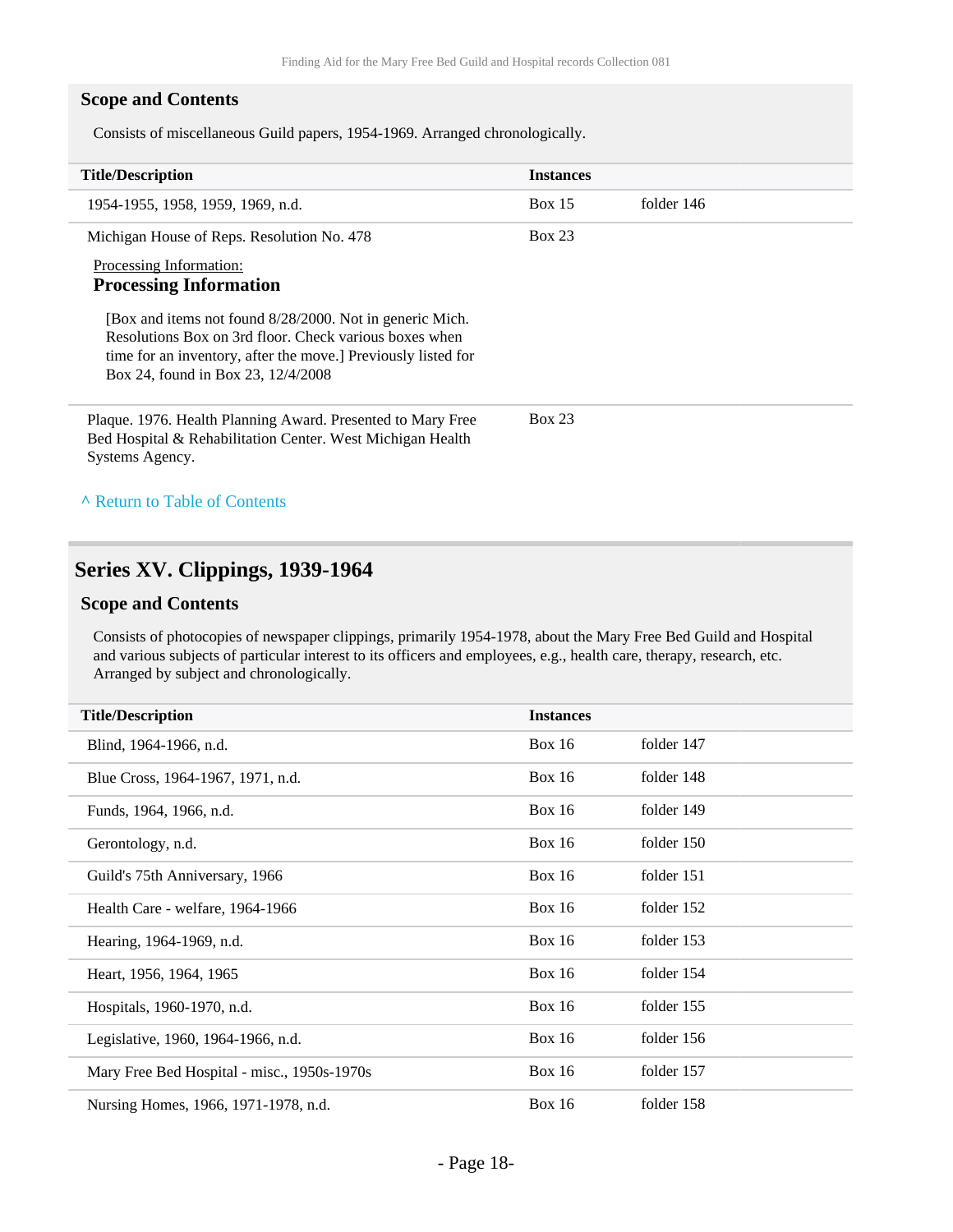### Scope and Contents

Consists of miscellaneous Guild papers, 1954-1969. Arranged chronologically.

| Title/Description | Instances | |
|---|---|---|
| 1954-1955, 1958, 1959, 1969, n.d. | Box 15 | folder 146 |
| Michigan House of Reps. Resolution No. 478 | Box 23 | |

Processing Information:

#### Processing Information

[Box and items not found 8/28/2000. Not in generic Mich. Resolutions Box on 3rd floor. Check various boxes when time for an inventory, after the move.] Previously listed for Box 24, found in Box 23, 12/4/2008

| Title/Description | Instances | |
|---|---|---|
| Plaque. 1976. Health Planning Award. Presented to Mary Free Bed Hospital & Rehabilitation Center. West Michigan Health Systems Agency. | Box 23 | |

^ Return to Table of Contents

## Series XV. Clippings, 1939-1964

### Scope and Contents

Consists of photocopies of newspaper clippings, primarily 1954-1978, about the Mary Free Bed Guild and Hospital and various subjects of particular interest to its officers and employees, e.g., health care, therapy, research, etc. Arranged by subject and chronologically.

| Title/Description | Instances | |
|---|---|---|
| Blind, 1964-1966, n.d. | Box 16 | folder 147 |
| Blue Cross, 1964-1967, 1971, n.d. | Box 16 | folder 148 |
| Funds, 1964, 1966, n.d. | Box 16 | folder 149 |
| Gerontology, n.d. | Box 16 | folder 150 |
| Guild's 75th Anniversary, 1966 | Box 16 | folder 151 |
| Health Care - welfare, 1964-1966 | Box 16 | folder 152 |
| Hearing, 1964-1969, n.d. | Box 16 | folder 153 |
| Heart, 1956, 1964, 1965 | Box 16 | folder 154 |
| Hospitals, 1960-1970, n.d. | Box 16 | folder 155 |
| Legislative, 1960, 1964-1966, n.d. | Box 16 | folder 156 |
| Mary Free Bed Hospital - misc., 1950s-1970s | Box 16 | folder 157 |
| Nursing Homes, 1966, 1971-1978, n.d. | Box 16 | folder 158 |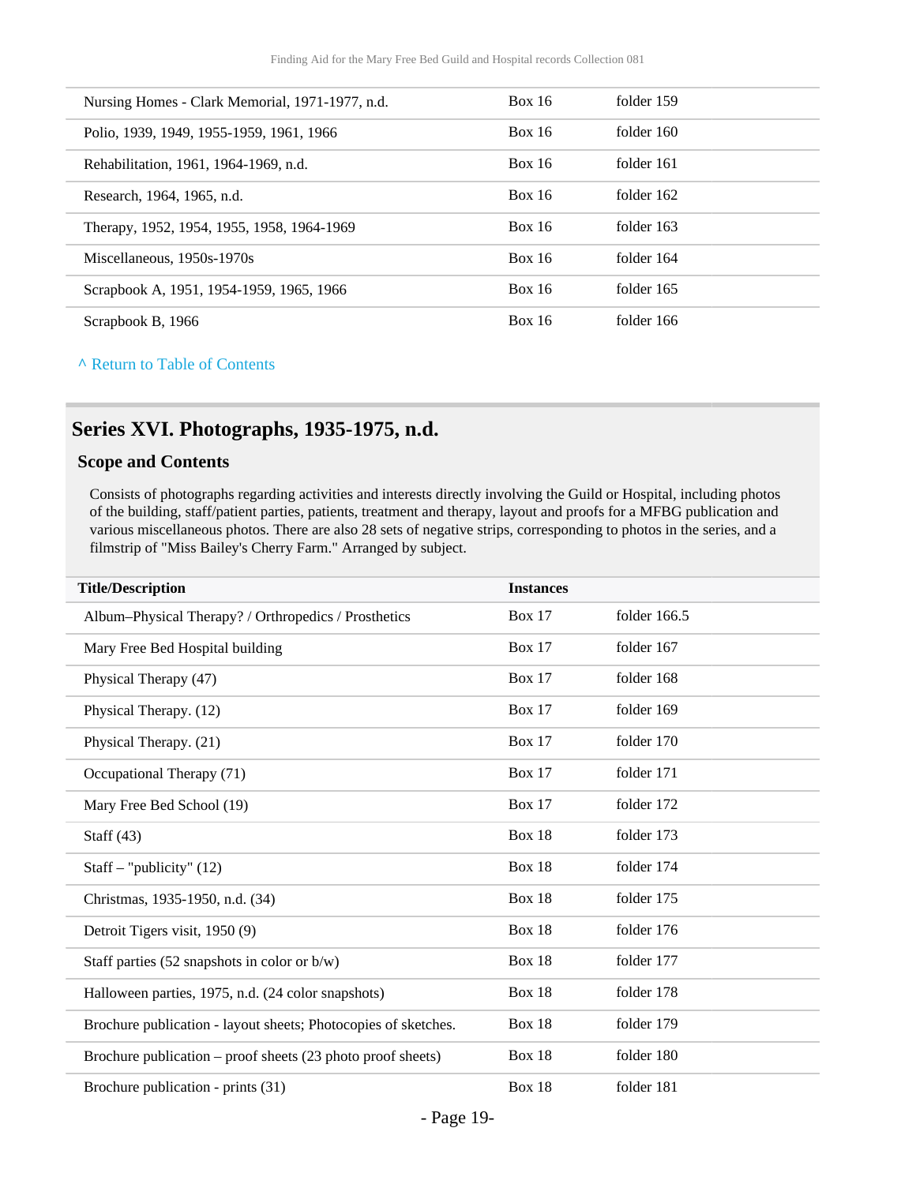| | | |
|---|---|---|
| Nursing Homes - Clark Memorial, 1971-1977, n.d. | Box 16 | folder 159 |
| Polio, 1939, 1949, 1955-1959, 1961, 1966 | Box 16 | folder 160 |
| Rehabilitation, 1961, 1964-1969, n.d. | Box 16 | folder 161 |
| Research, 1964, 1965, n.d. | Box 16 | folder 162 |
| Therapy, 1952, 1954, 1955, 1958, 1964-1969 | Box 16 | folder 163 |
| Miscellaneous, 1950s-1970s | Box 16 | folder 164 |
| Scrapbook A, 1951, 1954-1959, 1965, 1966 | Box 16 | folder 165 |
| Scrapbook B, 1966 | Box 16 | folder 166 |

^ Return to Table of Contents

## Series XVI. Photographs, 1935-1975, n.d.

### Scope and Contents

Consists of photographs regarding activities and interests directly involving the Guild or Hospital, including photos of the building, staff/patient parties, patients, treatment and therapy, layout and proofs for a MFBG publication and various miscellaneous photos. There are also 28 sets of negative strips, corresponding to photos in the series, and a filmstrip of "Miss Bailey's Cherry Farm." Arranged by subject.

| Title/Description | Instances | |
|---|---|---|
| Album–Physical Therapy? / Orthopedics / Prosthetics | Box 17 | folder 166.5 |
| Mary Free Bed Hospital building | Box 17 | folder 167 |
| Physical Therapy (47) | Box 17 | folder 168 |
| Physical Therapy. (12) | Box 17 | folder 169 |
| Physical Therapy. (21) | Box 17 | folder 170 |
| Occupational Therapy (71) | Box 17 | folder 171 |
| Mary Free Bed School (19) | Box 17 | folder 172 |
| Staff (43) | Box 18 | folder 173 |
| Staff – "publicity" (12) | Box 18 | folder 174 |
| Christmas, 1935-1950, n.d. (34) | Box 18 | folder 175 |
| Detroit Tigers visit, 1950 (9) | Box 18 | folder 176 |
| Staff parties (52 snapshots in color or b/w) | Box 18 | folder 177 |
| Halloween parties, 1975, n.d. (24 color snapshots) | Box 18 | folder 178 |
| Brochure publication - layout sheets; Photocopies of sketches. | Box 18 | folder 179 |
| Brochure publication – proof sheets (23 photo proof sheets) | Box 18 | folder 180 |
| Brochure publication - prints (31) | Box 18 | folder 181 |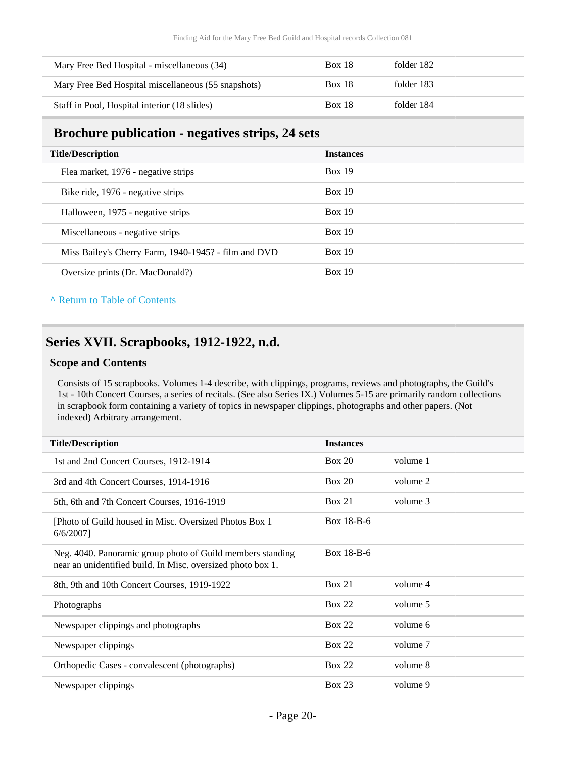| | | |
|---|---|---|
| Mary Free Bed Hospital - miscellaneous (34) | Box 18 | folder 182 |
| Mary Free Bed Hospital miscellaneous (55 snapshots) | Box 18 | folder 183 |
| Staff in Pool, Hospital interior (18 slides) | Box 18 | folder 184 |

### Brochure publication - negatives strips, 24 sets

| Title/Description | Instances |
|---|---|
| Flea market, 1976 - negative strips | Box 19 |
| Bike ride, 1976 - negative strips | Box 19 |
| Halloween, 1975 - negative strips | Box 19 |
| Miscellaneous - negative strips | Box 19 |
| Miss Bailey's Cherry Farm, 1940-1945? - film and DVD | Box 19 |
| Oversize prints (Dr. MacDonald?) | Box 19 |

^ Return to Table of Contents

## Series XVII. Scrapbooks, 1912-1922, n.d.

### Scope and Contents

Consists of 15 scrapbooks. Volumes 1-4 describe, with clippings, programs, reviews and photographs, the Guild's 1st - 10th Concert Courses, a series of recitals. (See also Series IX.) Volumes 5-15 are primarily random collections in scrapbook form containing a variety of topics in newspaper clippings, photographs and other papers. (Not indexed) Arbitrary arrangement.

| Title/Description | Instances | |
|---|---|---|
| 1st and 2nd Concert Courses, 1912-1914 | Box 20 | volume 1 |
| 3rd and 4th Concert Courses, 1914-1916 | Box 20 | volume 2 |
| 5th, 6th and 7th Concert Courses, 1916-1919 | Box 21 | volume 3 |
| [Photo of Guild housed in Misc. Oversized Photos Box 1 6/6/2007] | Box 18-B-6 | |
| Neg. 4040. Panoramic group photo of Guild members standing near an unidentified build. In Misc. oversized photo box 1. | Box 18-B-6 | |
| 8th, 9th and 10th Concert Courses, 1919-1922 | Box 21 | volume 4 |
| Photographs | Box 22 | volume 5 |
| Newspaper clippings and photographs | Box 22 | volume 6 |
| Newspaper clippings | Box 22 | volume 7 |
| Orthopedic Cases - convalescent (photographs) | Box 22 | volume 8 |
| Newspaper clippings | Box 23 | volume 9 |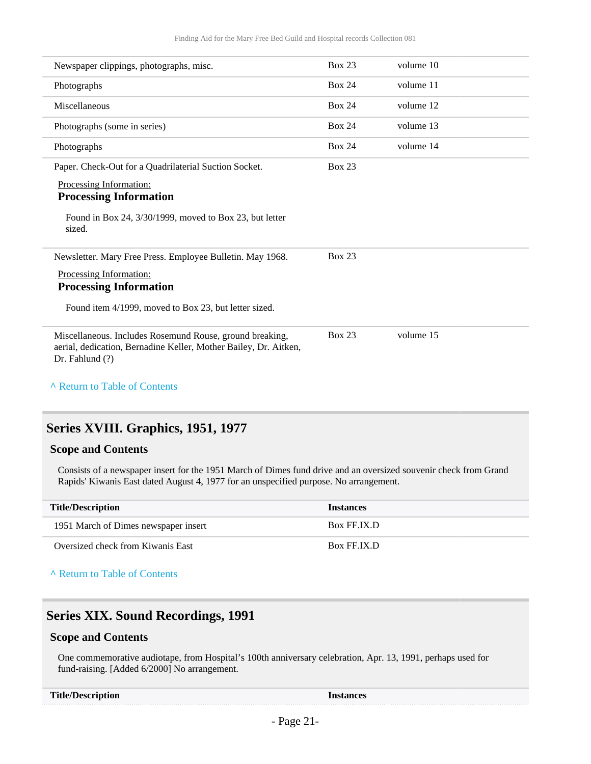| | | |
|---|---|---|
| Newspaper clippings, photographs, misc. | Box 23 | volume 10 |
| Photographs | Box 24 | volume 11 |
| Miscellaneous | Box 24 | volume 12 |
| Photographs (some in series) | Box 24 | volume 13 |
| Photographs | Box 24 | volume 14 |
| Paper. Check-Out for a Quadrilaterial Suction Socket.<br><br>Processing Information:<br>**Processing Information**<br><br>Found in Box 24, 3/30/1999, moved to Box 23, but letter sized. | Box 23 | |
| Newsletter. Mary Free Press. Employee Bulletin. May 1968.<br><br>Processing Information:<br>**Processing Information**<br><br>Found item 4/1999, moved to Box 23, but letter sized. | Box 23 | |
| Miscellaneous. Includes Rosemund Rouse, ground breaking, aerial, dedication, Bernadine Keller, Mother Bailey, Dr. Aitken, Dr. Fahlund (?) | Box 23 | volume 15 |

^ Return to Table of Contents

## Series XVIII. Graphics, 1951, 1977

### Scope and Contents

Consists of a newspaper insert for the 1951 March of Dimes fund drive and an oversized souvenir check from Grand Rapids' Kiwanis East dated August 4, 1977 for an unspecified purpose. No arrangement.

| Title/Description | Instances |
|---|---|
| 1951 March of Dimes newspaper insert | Box FF.IX.D |
| Oversized check from Kiwanis East | Box FF.IX.D |

^ Return to Table of Contents

## Series XIX. Sound Recordings, 1991

### Scope and Contents

One commemorative audiotape, from Hospital's 100th anniversary celebration, Apr. 13, 1991, perhaps used for fund-raising. [Added 6/2000] No arrangement.

| Title/Description | Instances |
|---|---|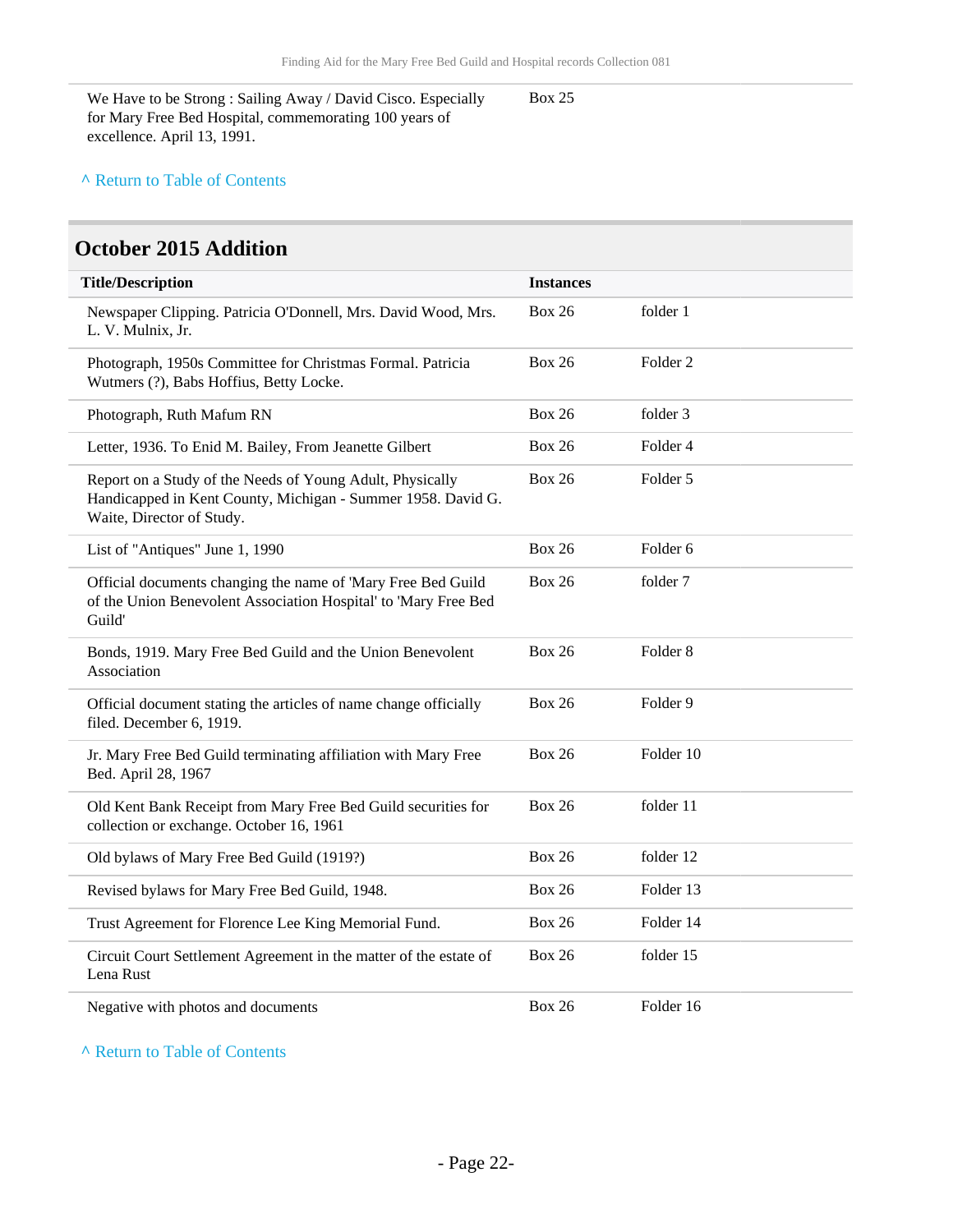| | | |
|---|---|---|
| We Have to be Strong : Sailing Away / David Cisco. Especially for Mary Free Bed Hospital, commemorating 100 years of excellence. April 13, 1991. | Box 25 | |

^ Return to Table of Contents

## October 2015 Addition

| Title/Description | Instances | |
|---|---|---|
| Newspaper Clipping. Patricia O'Donnell, Mrs. David Wood, Mrs. L. V. Mulnix, Jr. | Box 26 | folder 1 |
| Photograph, 1950s Committee for Christmas Formal. Patricia Wutmers (?), Babs Hoffius, Betty Locke. | Box 26 | Folder 2 |
| Photograph, Ruth Mafum RN | Box 26 | folder 3 |
| Letter, 1936. To Enid M. Bailey, From Jeanette Gilbert | Box 26 | Folder 4 |
| Report on a Study of the Needs of Young Adult, Physically Handicapped in Kent County, Michigan - Summer 1958. David G. Waite, Director of Study. | Box 26 | Folder 5 |
| List of "Antiques" June 1, 1990 | Box 26 | Folder 6 |
| Official documents changing the name of 'Mary Free Bed Guild of the Union Benevolent Association Hospital' to 'Mary Free Bed Guild' | Box 26 | folder 7 |
| Bonds, 1919. Mary Free Bed Guild and the Union Benevolent Association | Box 26 | Folder 8 |
| Official document stating the articles of name change officially filed. December 6, 1919. | Box 26 | Folder 9 |
| Jr. Mary Free Bed Guild terminating affiliation with Mary Free Bed. April 28, 1967 | Box 26 | Folder 10 |
| Old Kent Bank Receipt from Mary Free Bed Guild securities for collection or exchange. October 16, 1961 | Box 26 | folder 11 |
| Old bylaws of Mary Free Bed Guild (1919?) | Box 26 | folder 12 |
| Revised bylaws for Mary Free Bed Guild, 1948. | Box 26 | Folder 13 |
| Trust Agreement for Florence Lee King Memorial Fund. | Box 26 | Folder 14 |
| Circuit Court Settlement Agreement in the matter of the estate of Lena Rust | Box 26 | folder 15 |
| Negative with photos and documents | Box 26 | Folder 16 |

^ Return to Table of Contents